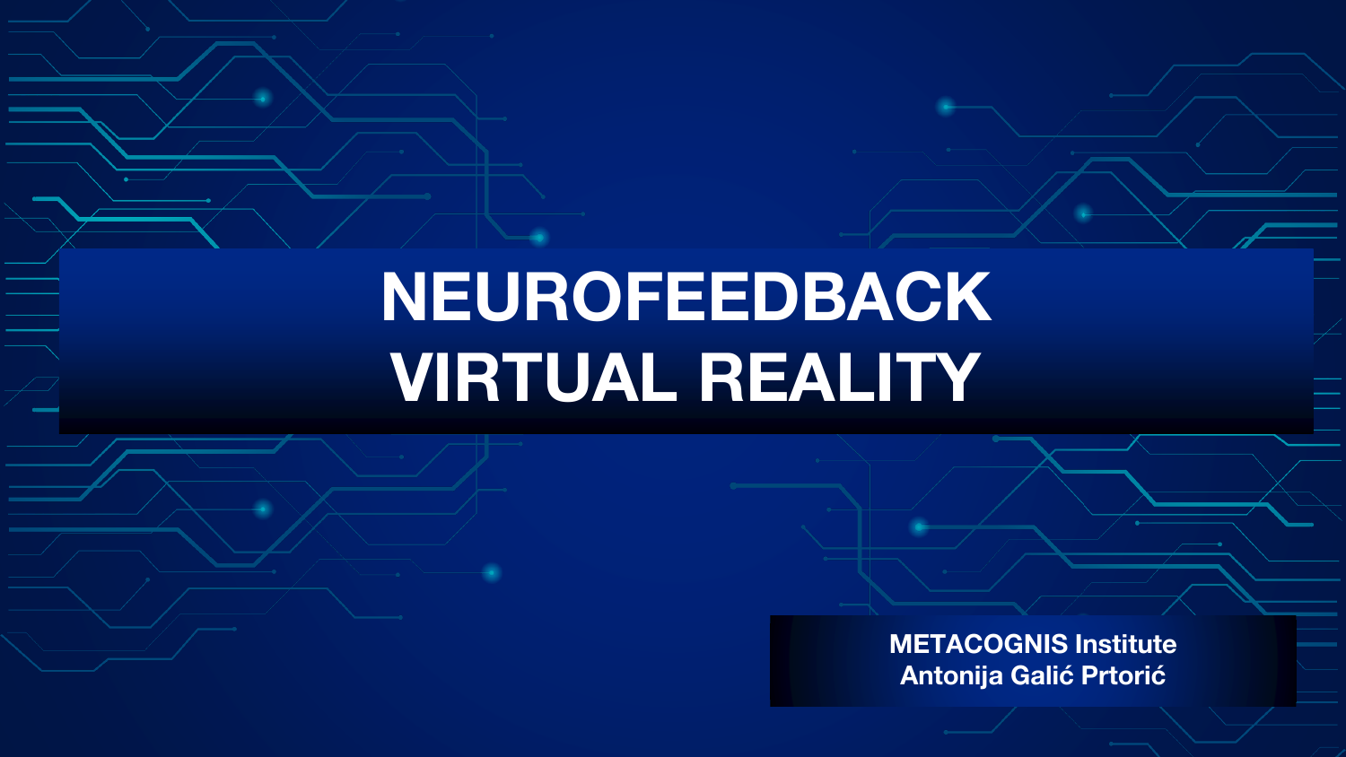# NEUROFEEDBACK VIRTUAL REALITY

**METACOGNIS Institute**
**Antonija Galić Prtorić**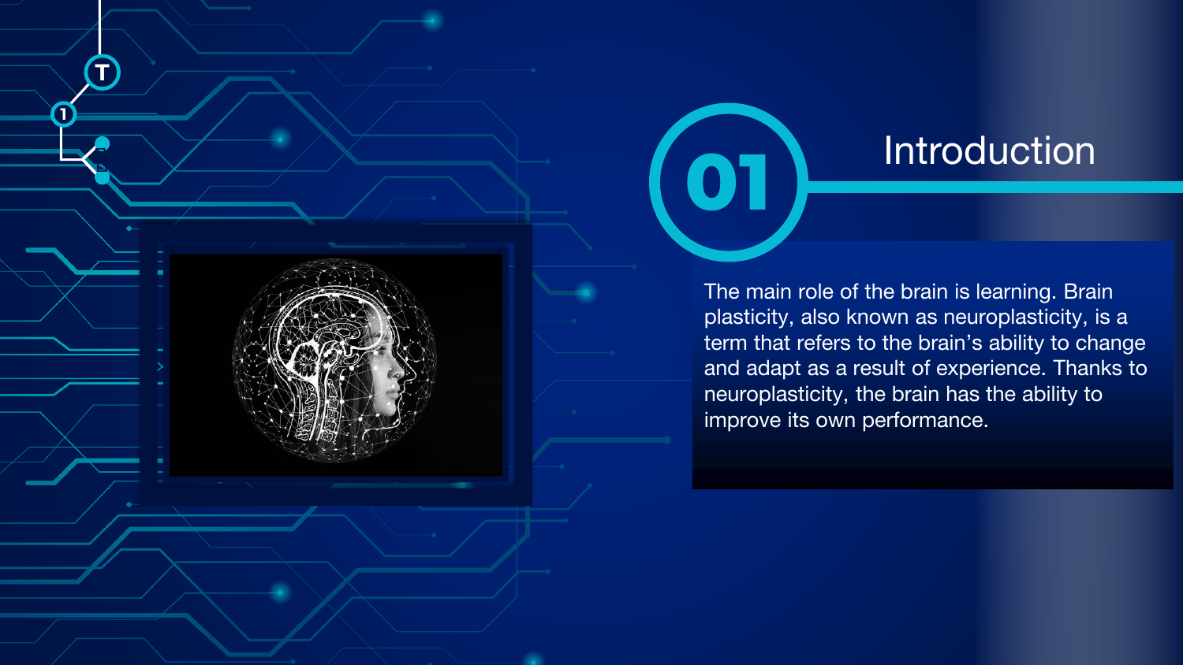# 01 Introduction

The main role of the brain is learning. Brain plasticity, also known as neuroplasticity, is a term that refers to the brain's ability to change and adapt as a result of experience. Thanks to neuroplasticity, the brain has the ability to improve its own performance.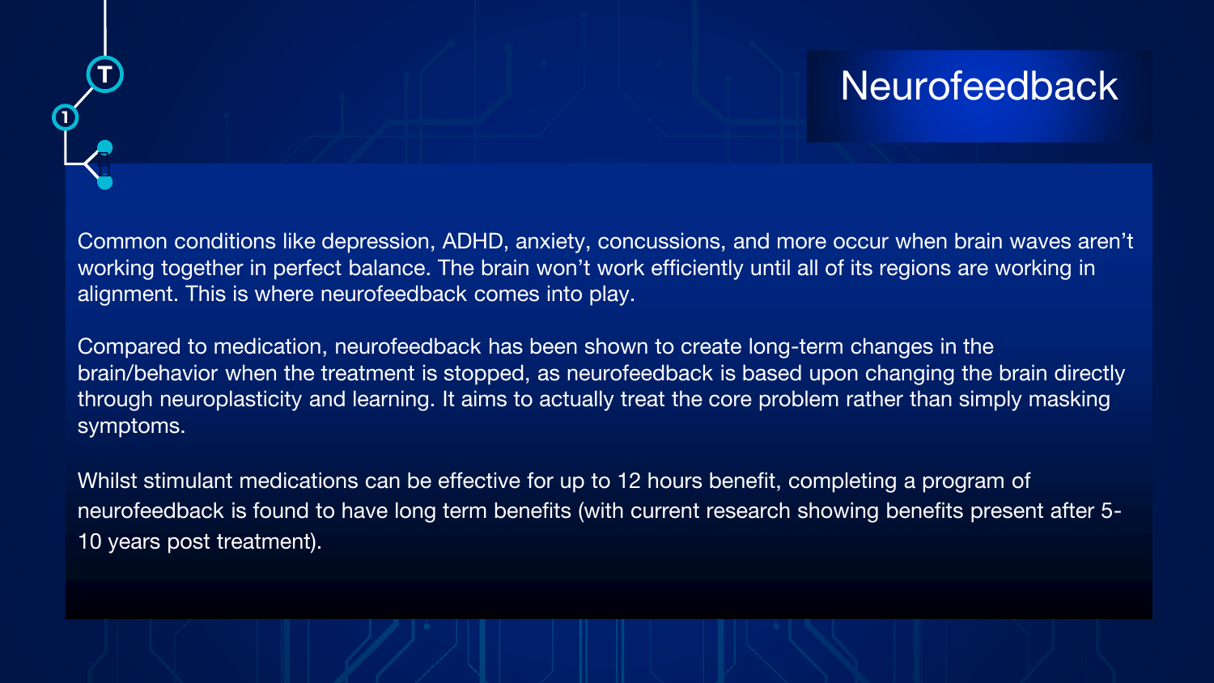# Neurofeedback

Common conditions like depression, ADHD, anxiety, concussions, and more occur when brain waves aren't working together in perfect balance. The brain won't work efficiently until all of its regions are working in alignment. This is where neurofeedback comes into play.

Compared to medication, neurofeedback has been shown to create long-term changes in the brain/behavior when the treatment is stopped, as neurofeedback is based upon changing the brain directly through neuroplasticity and learning. It aims to actually treat the core problem rather than simply masking symptoms.

Whilst stimulant medications can be effective for up to 12 hours benefit, completing a program of neurofeedback is found to have long term benefits (with current research showing benefits present after 5-10 years post treatment).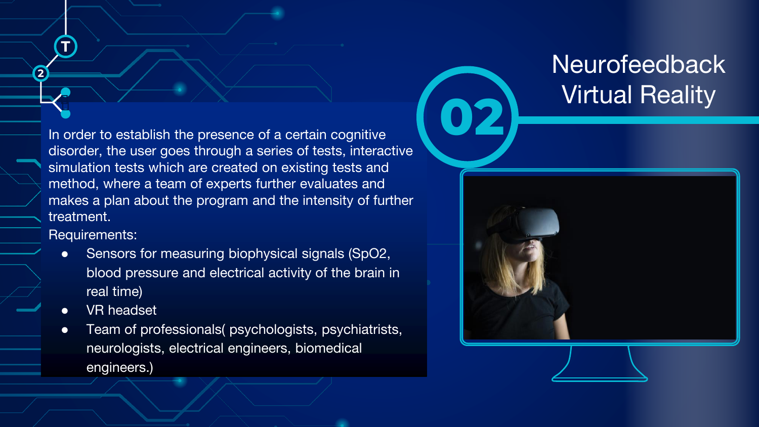# 02 Neurofeedback Virtual Reality

In order to establish the presence of a certain cognitive disorder, the user goes through a series of tests, interactive simulation tests which are created on existing tests and method, where a team of experts further evaluates and makes a plan about the program and the intensity of further treatment.

Requirements:

- Sensors for measuring biophysical signals (SpO2, blood pressure and electrical activity of the brain in real time)
- VR headset
- Team of professionals( psychologists, psychiatrists, neurologists, electrical engineers, biomedical engineers.)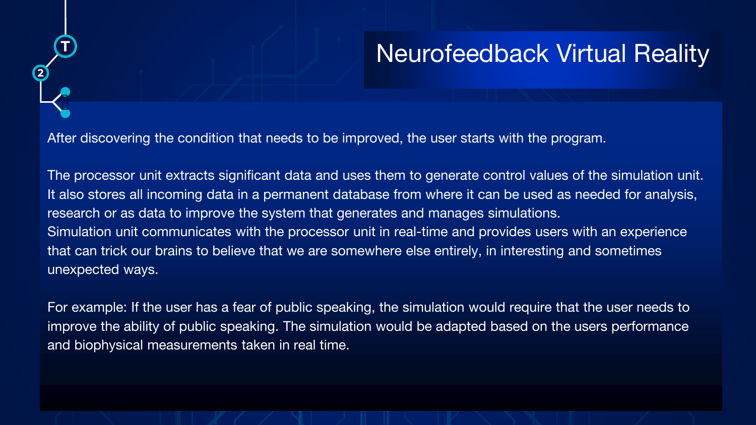# Neurofeedback Virtual Reality

After discovering the condition that needs to be improved, the user starts with the program.

The processor unit extracts significant data and uses them to generate control values of the simulation unit. It also stores all incoming data in a permanent database from where it can be used as needed for analysis, research or as data to improve the system that generates and manages simulations.
Simulation unit communicates with the processor unit in real-time and provides users with an experience that can trick our brains to believe that we are somewhere else entirely, in interesting and sometimes unexpected ways.

For example: If the user has a fear of public speaking, the simulation would require that the user needs to improve the ability of public speaking. The simulation would be adapted based on the users performance and biophysical measurements taken in real time.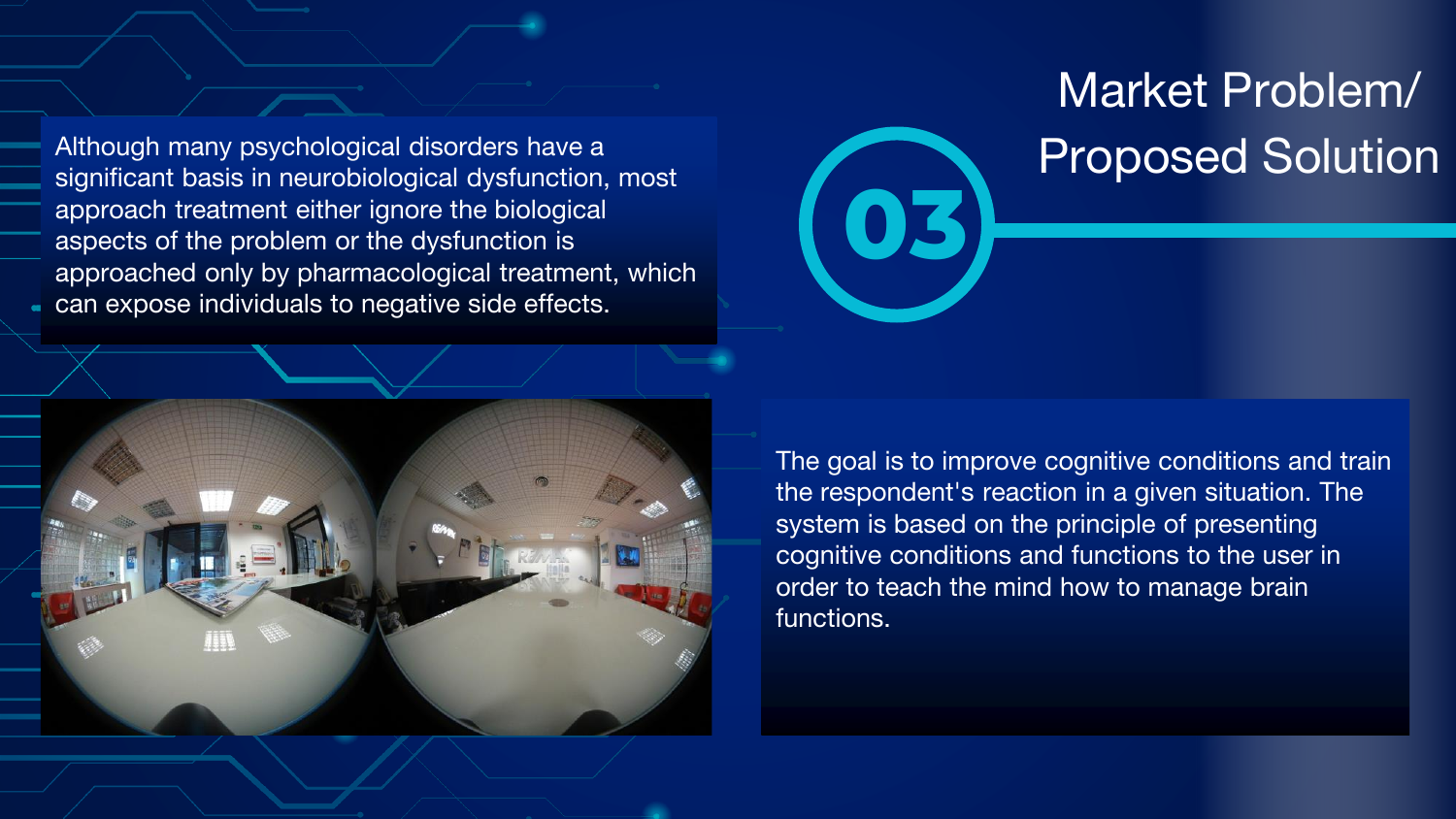# 03 Market Problem/ Proposed Solution

Although many psychological disorders have a significant basis in neurobiological dysfunction, most approach treatment either ignore the biological aspects of the problem or the dysfunction is approached only by pharmacological treatment, which can expose individuals to negative side effects.

The goal is to improve cognitive conditions and train the respondent's reaction in a given situation. The system is based on the principle of presenting cognitive conditions and functions to the user in order to teach the mind how to manage brain functions.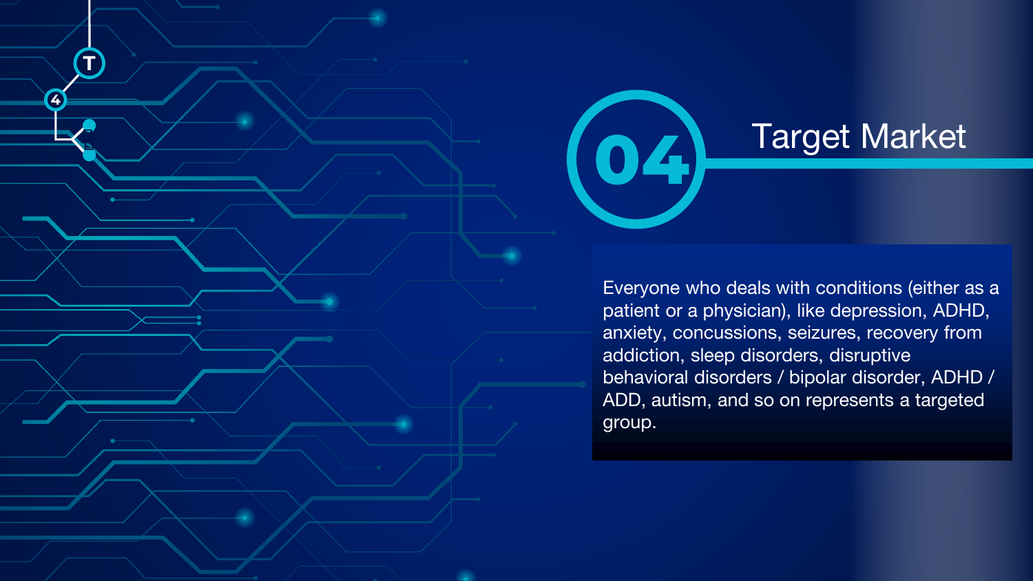# 04 Target Market

Everyone who deals with conditions (either as a patient or a physician), like depression, ADHD, anxiety, concussions, seizures, recovery from addiction, sleep disorders, disruptive behavioral disorders / bipolar disorder, ADHD / ADD, autism, and so on represents a targeted group.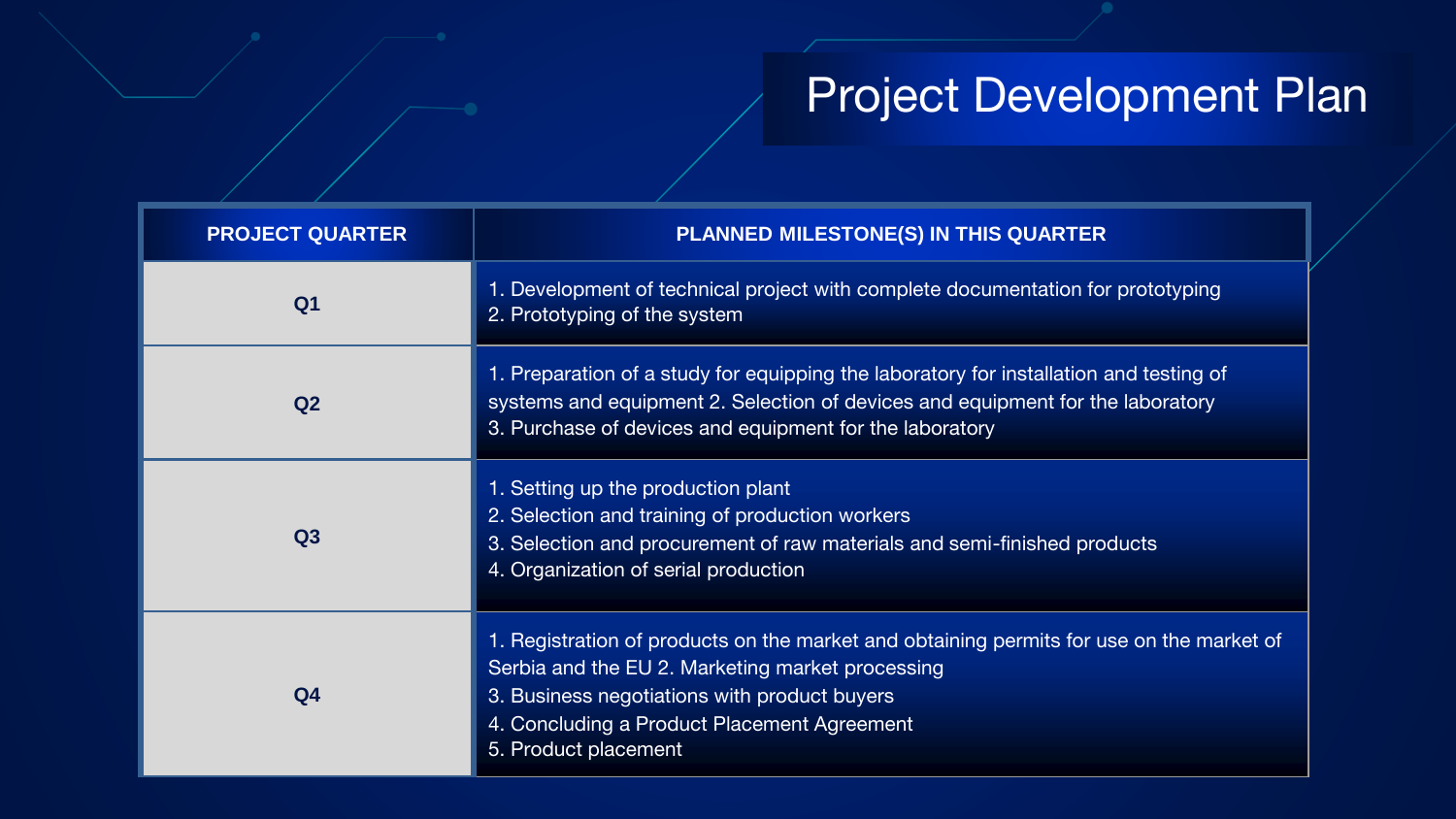# Project Development Plan

| PROJECT QUARTER | PLANNED MILESTONE(S) IN THIS QUARTER |
| --- | --- |
| Q1 | 1. Development of technical project with complete documentation for prototyping<br>2. Prototyping of the system |
| Q2 | 1. Preparation of a study for equipping the laboratory for installation and testing of systems and equipment 2. Selection of devices and equipment for the laboratory<br>3. Purchase of devices and equipment for the laboratory |
| Q3 | 1. Setting up the production plant<br>2. Selection and training of production workers<br>3. Selection and procurement of raw materials and semi-finished products<br>4. Organization of serial production |
| Q4 | 1. Registration of products on the market and obtaining permits for use on the market of Serbia and the EU 2. Marketing market processing<br>3. Business negotiations with product buyers<br>4. Concluding a Product Placement Agreement<br>5. Product placement |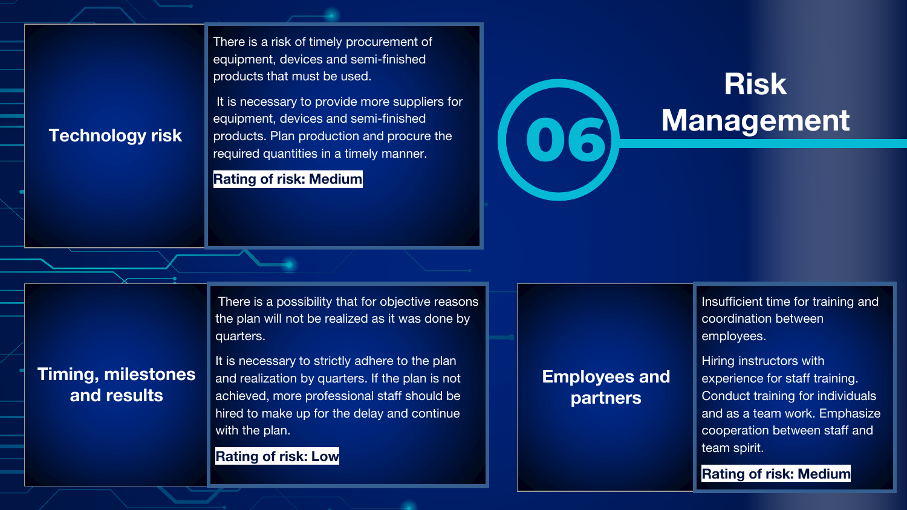# 06 Risk Management

## Technology risk

There is a risk of timely procurement of equipment, devices and semi-finished products that must be used.

It is necessary to provide more suppliers for equipment, devices and semi-finished products. Plan production and procure the required quantities in a timely manner.

**Rating of risk: Medium**

## Timing, milestones and results

There is a possibility that for objective reasons the plan will not be realized as it was done by quarters.

It is necessary to strictly adhere to the plan and realization by quarters. If the plan is not achieved, more professional staff should be hired to make up for the delay and continue with the plan.

**Rating of risk: Low**

## Employees and partners

Insufficient time for training and coordination between employees.

Hiring instructors with experience for staff training. Conduct training for individuals and as a team work. Emphasize cooperation between staff and team spirit.

**Rating of risk: Medium**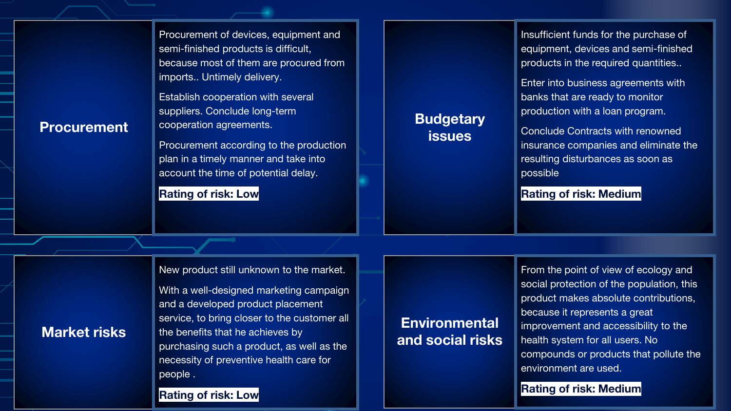## Procurement

Procurement of devices, equipment and semi-finished products is difficult, because most of them are procured from imports.. Untimely delivery.

Establish cooperation with several suppliers. Conclude long-term cooperation agreements.

Procurement according to the production plan in a timely manner and take into account the time of potential delay.

**Rating of risk: Low**

## Budgetary issues

Insufficient funds for the purchase of equipment, devices and semi-finished products in the required quantities..

Enter into business agreements with banks that are ready to monitor production with a loan program.

Conclude Contracts with renowned insurance companies and eliminate the resulting disturbances as soon as possible

**Rating of risk: Medium**

## Market risks

New product still unknown to the market.

With a well-designed marketing campaign and a developed product placement service, to bring closer to the customer all the benefits that he achieves by purchasing such a product, as well as the necessity of preventive health care for people .

**Rating of risk: Low**

## Environmental and social risks

From the point of view of ecology and social protection of the population, this product makes absolute contributions, because it represents a great improvement and accessibility to the health system for all users. No compounds or products that pollute the environment are used.

**Rating of risk: Medium**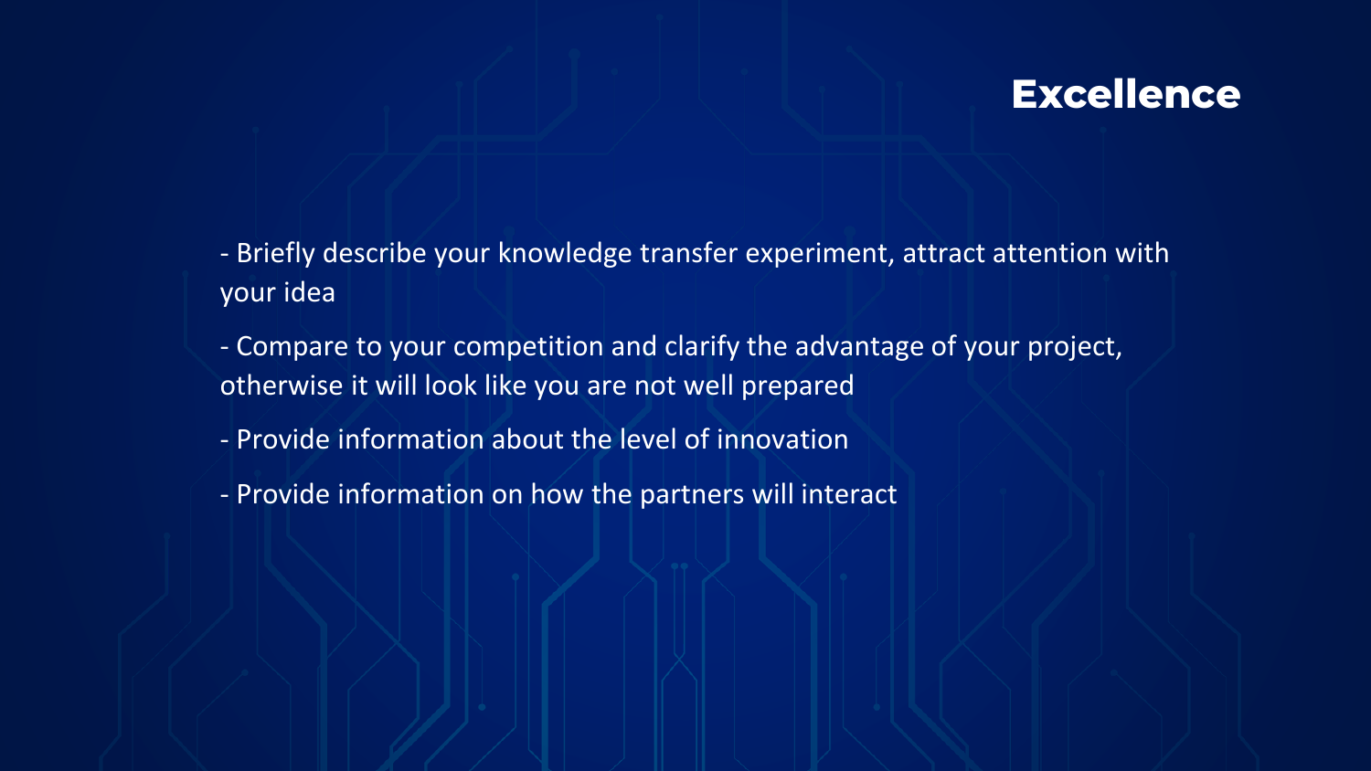# Excellence

- Briefly describe your knowledge transfer experiment, attract attention with your idea
- Compare to your competition and clarify the advantage of your project, otherwise it will look like you are not well prepared
- Provide information about the level of innovation
- Provide information on how the partners will interact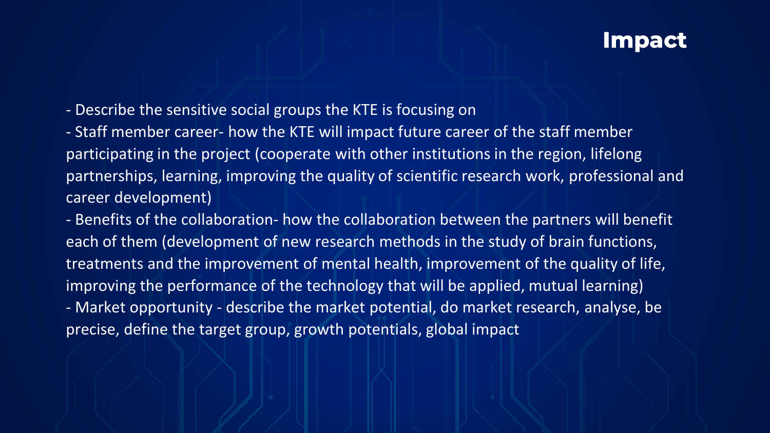# Impact

- Describe the sensitive social groups the KTE is focusing on
- Staff member career- how the KTE will impact future career of the staff member participating in the project (cooperate with other institutions in the region, lifelong partnerships, learning, improving the quality of scientific research work, professional and career development)
- Benefits of the collaboration- how the collaboration between the partners will benefit each of them (development of new research methods in the study of brain functions, treatments and the improvement of mental health, improvement of the quality of life, improving the performance of the technology that will be applied, mutual learning)
- Market opportunity - describe the market potential, do market research, analyse, be precise, define the target group, growth potentials, global impact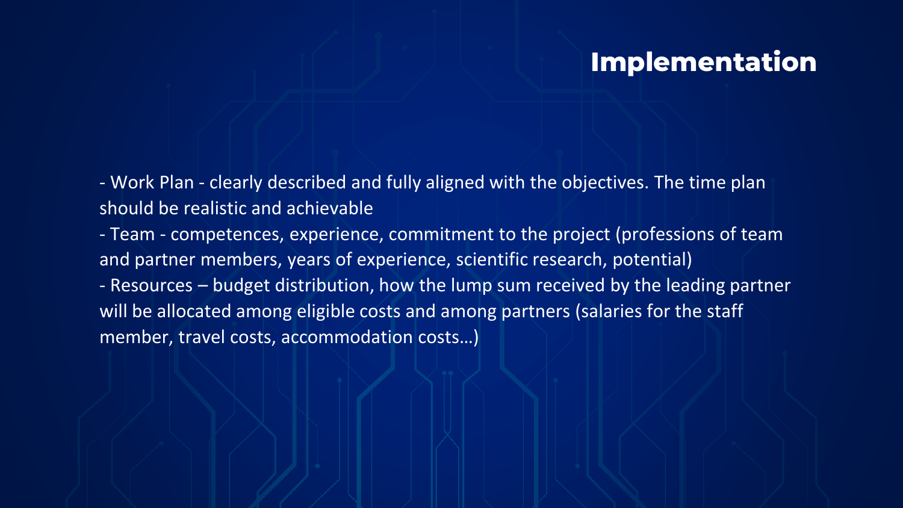# Implementation

- Work Plan - clearly described and fully aligned with the objectives. The time plan should be realistic and achievable
- Team - competences, experience, commitment to the project (professions of team and partner members, years of experience, scientific research, potential)
- Resources – budget distribution, how the lump sum received by the leading partner will be allocated among eligible costs and among partners (salaries for the staff member, travel costs, accommodation costs…)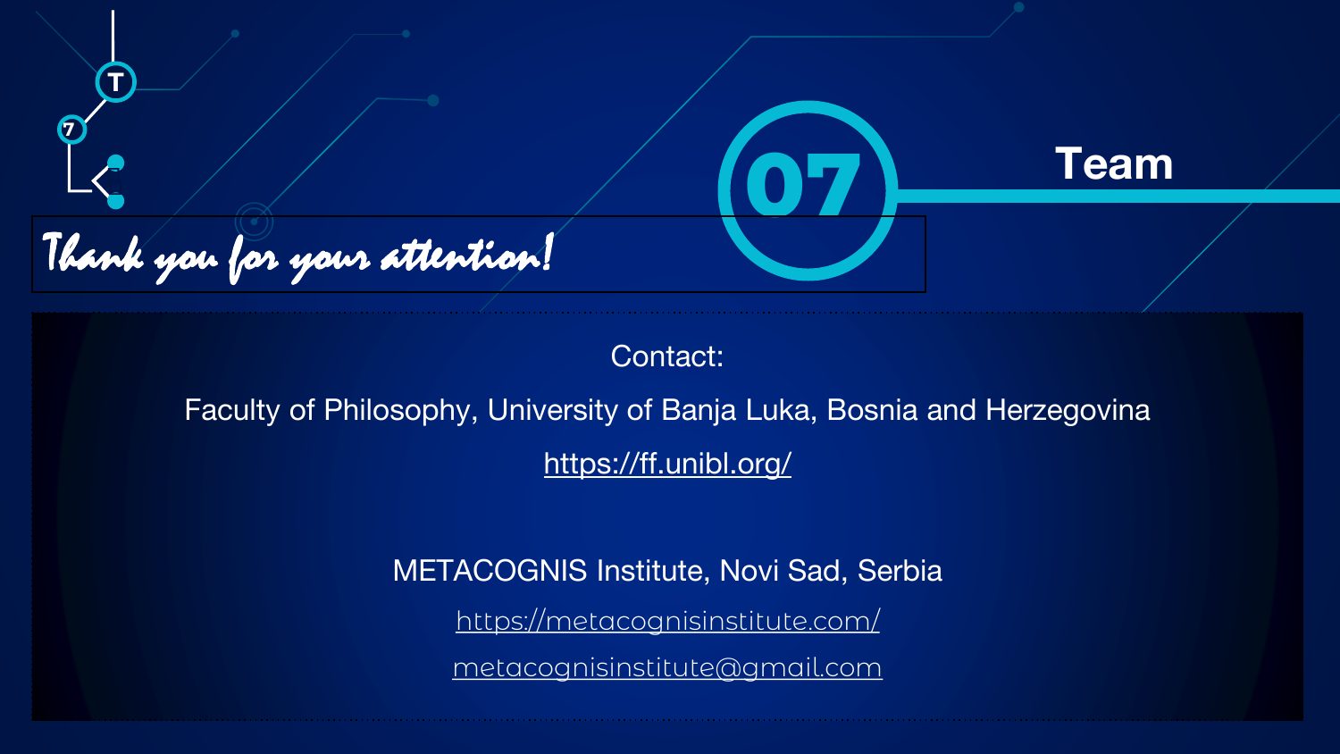## 07 Team

*Thank you for your attention!*

Contact:

Faculty of Philosophy, University of Banja Luka, Bosnia and Herzegovina

https://ff.unibl.org/

METACOGNIS Institute, Novi Sad, Serbia

https://metacognisinstitute.com/

metacognisinstitute@gmail.com